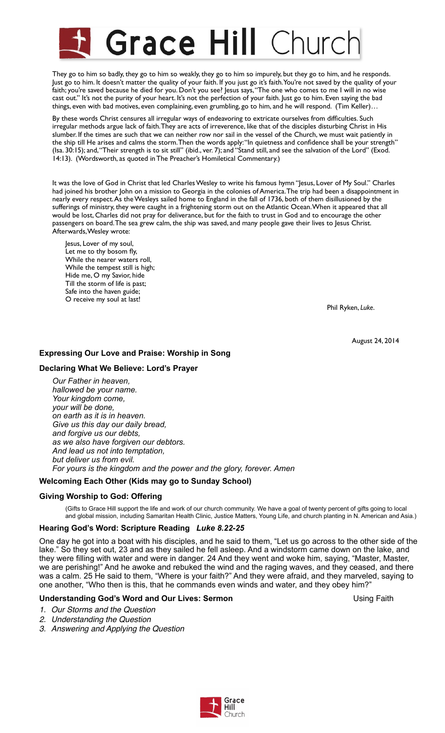# Grace Hill Church

They go to him so badly, they go to him so weakly, they go to him so impurely, but they go to him, and he responds. Just go to him. It doesn't matter the quality of your faith. If you just go it's faith. You're not saved by the quality of your faith; you're saved because he died for you. Don't you see? Jesus says, "The one who comes to me I will in no wise cast out." It's not the purity of your heart. It's not the perfection of your faith. Just go to him. Even saying the bad things, even with bad motives, even complaining, even grumbling, go to him, and he will respond. (Tim Keller)…

By these words Christ censures all irregular ways of endeavoring to extricate ourselves from difficulties. Such irregular methods argue lack of faith. They are acts of irreverence, like that of the disciples disturbing Christ in His slumber. If the times are such that we can neither row nor sail in the vessel of the Church, we must wait patiently in the ship till He arises and calms the storm. Then the words apply: "In quietness and confidence shall be your strength" (Isa. 30:15); and, "Their strength is to sit still" (ibid., ver. 7); and "Stand still, and see the salvation of the Lord" (Exod. 14:13). (Wordsworth, as quoted in The Preacher's Homiletical Commentary.)

It was the love of God in Christ that led Charles Wesley to write his famous hymn "Jesus, Lover of My Soul." Charles had joined his brother John on a mission to Georgia in the colonies of America. The trip had been a disappointment in nearly every respect. As the Wesleys sailed home to England in the fall of 1736, both of them disillusioned by the sufferings of ministry, they were caught in a frightening storm out on the Atlantic Ocean. When it appeared that all would be lost, Charles did not pray for deliverance, but for the faith to trust in God and to encourage the other passengers on board. The sea grew calm, the ship was saved, and many people gave their lives to Jesus Christ. Afterwards, Wesley wrote:

> Jesus, Lover of my soul,
> Let me to thy bosom fly,
> While the nearer waters roll,
> While the tempest still is high;
> Hide me, O my Savior, hide
> Till the storm of life is past;
> Safe into the haven guide;
> O receive my soul at last!

Phil Ryken, *Luke*.

August 24, 2014

### Expressing Our Love and Praise: Worship in Song

### Declaring What We Believe: Lord's Prayer

*Our Father in heaven,*
*hallowed be your name.*
*Your kingdom come,*
*your will be done,*
*on earth as it is in heaven.*
*Give us this day our daily bread,*
*and forgive us our debts,*
*as we also have forgiven our debtors.*
*And lead us not into temptation,*
*but deliver us from evil.*
*For yours is the kingdom and the power and the glory, forever. Amen*

### Welcoming Each Other (Kids may go to Sunday School)

### Giving Worship to God: Offering

(Gifts to Grace Hill support the life and work of our church community. We have a goal of twenty percent of gifts going to local and global mission, including Samaritan Health Clinic, Justice Matters, Young Life, and church planting in N. American and Asia.)

### Hearing God's Word: Scripture Reading *Luke 8.22-25*

One day he got into a boat with his disciples, and he said to them, "Let us go across to the other side of the lake." So they set out, 23 and as they sailed he fell asleep. And a windstorm came down on the lake, and they were filling with water and were in danger. 24 And they went and woke him, saying, "Master, Master, we are perishing!" And he awoke and rebuked the wind and the raging waves, and they ceased, and there was a calm. 25 He said to them, "Where is your faith?" And they were afraid, and they marveled, saying to one another, "Who then is this, that he commands even winds and water, and they obey him?"

### Understanding God's Word and Our Lives: Sermon — Using Faith

1. *Our Storms and the Question*
2. *Understanding the Question*
3. *Answering and Applying the Question*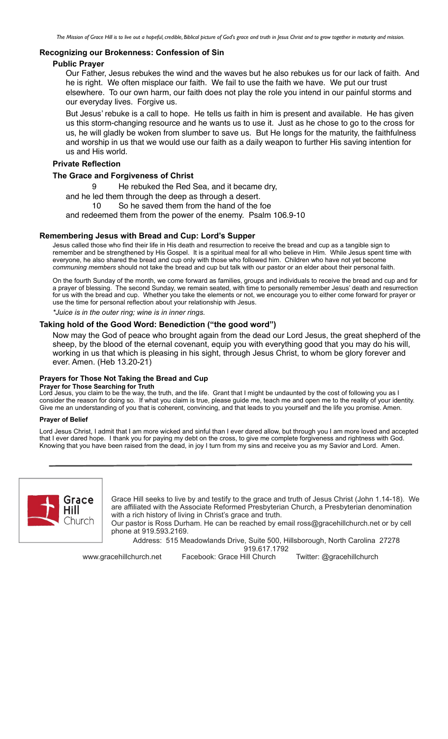*The Mission of Grace Hill is to live out a hopeful, credible, Biblical picture of God's grace and truth in Jesus Christ and to grow together in maturity and mission.*

## Recognizing our Brokenness: Confession of Sin

### Public Prayer

Our Father, Jesus rebukes the wind and the waves but he also rebukes us for our lack of faith. And he is right. We often misplace our faith. We fail to use the faith we have. We put our trust elsewhere. To our own harm, our faith does not play the role you intend in our painful storms and our everyday lives. Forgive us.

But Jesus' rebuke is a call to hope. He tells us faith in him is present and available. He has given us this storm-changing resource and he wants us to use it. Just as he chose to go to the cross for us, he will gladly be woken from slumber to save us. But He longs for the maturity, the faithfulness and worship in us that we would use our faith as a daily weapon to further His saving intention for us and His world.

### Private Reflection

### The Grace and Forgiveness of Christ

9 He rebuked the Red Sea, and it became dry,
and he led them through the deep as through a desert.
10 So he saved them from the hand of the foe
and redeemed them from the power of the enemy. Psalm 106.9-10

## Remembering Jesus with Bread and Cup: Lord's Supper

Jesus called those who find their life in His death and resurrection to receive the bread and cup as a tangible sign to remember and be strengthened by His Gospel. It is a spiritual meal for all who believe in Him. While Jesus spent time with everyone, he also shared the bread and cup only with those who followed him. Children who have not yet become *communing members* should not take the bread and cup but talk with our pastor or an elder about their personal faith.

On the fourth Sunday of the month, we come forward as families, groups and individuals to receive the bread and cup and for a prayer of blessing. The second Sunday, we remain seated, with time to personally remember Jesus' death and resurrection for us with the bread and cup. Whether you take the elements or not, we encourage you to either come forward for prayer or use the time for personal reflection about your relationship with Jesus.

*\*Juice is in the outer ring; wine is in inner rings.*

## Taking hold of the Good Word: Benediction ("the good word")

Now may the God of peace who brought again from the dead our Lord Jesus, the great shepherd of the sheep, by the blood of the eternal covenant, equip you with everything good that you may do his will, working in us that which is pleasing in his sight, through Jesus Christ, to whom be glory forever and ever. Amen. (Heb 13.20-21)

### Prayers for Those Not Taking the Bread and Cup

**Prayer for Those Searching for Truth**

Lord Jesus, you claim to be the way, the truth, and the life. Grant that I might be undaunted by the cost of following you as I consider the reason for doing so. If what you claim is true, please guide me, teach me and open me to the reality of your identity. Give me an understanding of you that is coherent, convincing, and that leads to you yourself and the life you promise. Amen.

**Prayer of Belief**

Lord Jesus Christ, I admit that I am more wicked and sinful than I ever dared allow, but through you I am more loved and accepted that I ever dared hope. I thank you for paying my debt on the cross, to give me complete forgiveness and rightness with God. Knowing that you have been raised from the dead, in joy I turn from my sins and receive you as my Savior and Lord. Amen.

---

Grace Hill Church

Grace Hill seeks to live by and testify to the grace and truth of Jesus Christ (John 1.14-18). We are affiliated with the Associate Reformed Presbyterian Church, a Presbyterian denomination with a rich history of living in Christ's grace and truth.

Our pastor is Ross Durham. He can be reached by email ross@gracehillchurch.net or by cell phone at 919.593.2169.

Address: 515 Meadowlands Drive, Suite 500, Hillsborough, North Carolina 27278
919.617.1792

www.gracehillchurch.net Facebook: Grace Hill Church Twitter: @gracehillchurch